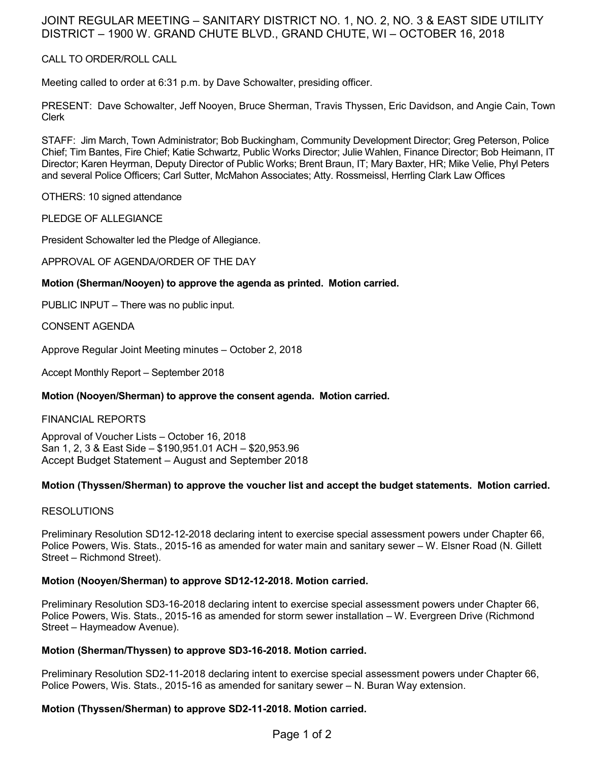# JOINT REGULAR MEETING – SANITARY DISTRICT NO. 1, NO. 2, NO. 3 & EAST SIDE UTILITY DISTRICT – 1900 W. GRAND CHUTE BLVD., GRAND CHUTE, WI – OCTOBER 16, 2018

CALL TO ORDER/ROLL CALL

Meeting called to order at 6:31 p.m. by Dave Schowalter, presiding officer.

PRESENT: Dave Schowalter, Jeff Nooyen, Bruce Sherman, Travis Thyssen, Eric Davidson, and Angie Cain, Town Clerk

STAFF: Jim March, Town Administrator; Bob Buckingham, Community Development Director; Greg Peterson, Police Chief; Tim Bantes, Fire Chief; Katie Schwartz, Public Works Director; Julie Wahlen, Finance Director; Bob Heimann, IT Director; Karen Heyrman, Deputy Director of Public Works; Brent Braun, IT; Mary Baxter, HR; Mike Velie, Phyl Peters and several Police Officers; Carl Sutter, McMahon Associates; Atty. Rossmeissl, Herrling Clark Law Offices

OTHERS: 10 signed attendance

PLEDGE OF ALLEGIANCE

President Schowalter led the Pledge of Allegiance.

APPROVAL OF AGENDA/ORDER OF THE DAY

**Motion (Sherman/Nooyen) to approve the agenda as printed. Motion carried.**

PUBLIC INPUT – There was no public input.

CONSENT AGENDA

Approve Regular Joint Meeting minutes – October 2, 2018

Accept Monthly Report – September 2018

**Motion (Nooyen/Sherman) to approve the consent agenda. Motion carried.**

FINANCIAL REPORTS

Approval of Voucher Lists – October 16, 2018
San 1, 2, 3 & East Side – $190,951.01 ACH – $20,953.96
Accept Budget Statement – August and September 2018

**Motion (Thyssen/Sherman) to approve the voucher list and accept the budget statements. Motion carried.**

RESOLUTIONS

Preliminary Resolution SD12-12-2018 declaring intent to exercise special assessment powers under Chapter 66, Police Powers, Wis. Stats., 2015-16 as amended for water main and sanitary sewer – W. Elsner Road (N. Gillett Street – Richmond Street).

**Motion (Nooyen/Sherman) to approve SD12-12-2018. Motion carried.**

Preliminary Resolution SD3-16-2018 declaring intent to exercise special assessment powers under Chapter 66, Police Powers, Wis. Stats., 2015-16 as amended for storm sewer installation – W. Evergreen Drive (Richmond Street – Haymeadow Avenue).

**Motion (Sherman/Thyssen) to approve SD3-16-2018. Motion carried.**

Preliminary Resolution SD2-11-2018 declaring intent to exercise special assessment powers under Chapter 66, Police Powers, Wis. Stats., 2015-16 as amended for sanitary sewer – N. Buran Way extension.

**Motion (Thyssen/Sherman) to approve SD2-11-2018. Motion carried.**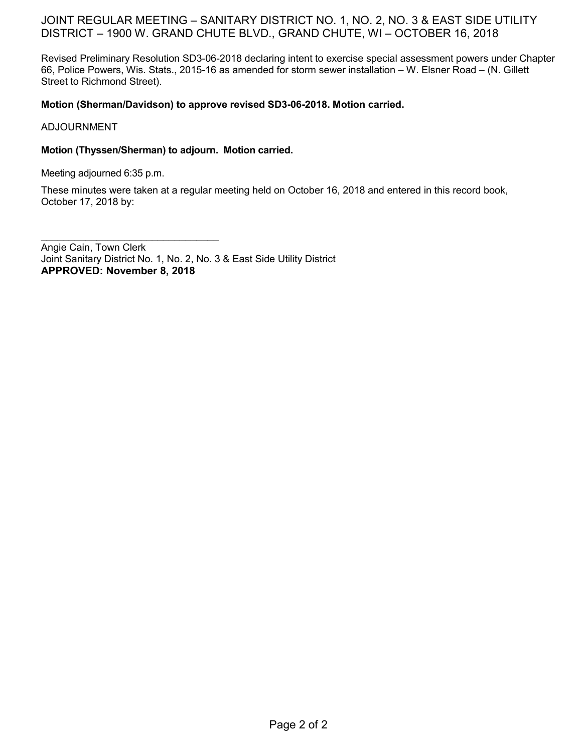Revised Preliminary Resolution SD3-06-2018 declaring intent to exercise special assessment powers under Chapter 66, Police Powers, Wis. Stats., 2015-16 as amended for storm sewer installation – W. Elsner Road – (N. Gillett Street to Richmond Street).

**Motion (Sherman/Davidson) to approve revised SD3-06-2018. Motion carried.**

ADJOURNMENT

**Motion (Thyssen/Sherman) to adjourn. Motion carried.**

Meeting adjourned 6:35 p.m.

These minutes were taken at a regular meeting held on October 16, 2018 and entered in this record book, October 17, 2018 by:

\_\_\_\_\_\_\_\_\_\_\_\_\_\_\_\_\_\_\_\_\_\_\_\_\_\_\_\_\_\_\_\_\_

Angie Cain, Town Clerk
Joint Sanitary District No. 1, No. 2, No. 3 & East Side Utility District
**APPROVED: November 8, 2018**